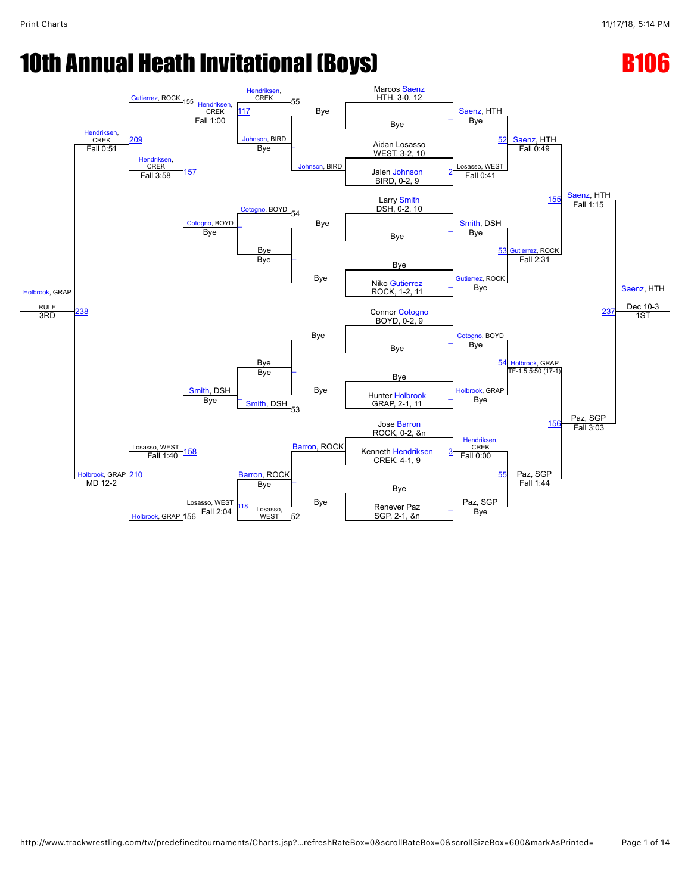# 10th Annual Heath Invitational (Boys)

**B106**

## Championship Bracket

**Round 1**

- Marcos Saenz, HTH, 3-0, 12 vs. Bye — Saenz, HTH (Bye)
- Aidan Losasso, WEST, 3-2, 10 vs. Jalen Johnson, BIRD, 0-2, 9 — Match 2: Losasso, WEST (Fall 0:41)
- Larry Smith, DSH, 0-2, 10 vs. Bye — Smith, DSH (Bye)
- Bye vs. Niko Gutierrez, ROCK, 1-2, 11 — Gutierrez, ROCK (Bye)
- Connor Cotogno, BOYD, 0-2, 9 vs. Bye — Cotogno, BOYD (Bye)
- Bye vs. Hunter Holbrook, GRAP, 2-1, 11 — Holbrook, GRAP (Bye)
- Jose Barron, ROCK, 0-2, &n vs. Kenneth Hendriksen, CREK, 4-1, 9 — Match 3: Hendriksen, CREK (Fall 0:00)
- Bye vs. Renever Paz, SGP, 2-1, &n — Paz, SGP (Bye)

**Quarterfinals**

- Match 52: Saenz, HTH (Fall 0:49)
- Match 53: Gutierrez, ROCK (Fall 2:31)
- Match 54: Holbrook, GRAP (TF-1.5 5:50 (17-1))
- Match 55: Paz, SGP (Fall 1:44)

**Semifinals**

- Match 155: Saenz, HTH (Fall 1:15)
- Match 156: Paz, SGP (Fall 3:03)

**Final**

- Match 237: Saenz, HTH (Dec 10-3) — 1ST

## Consolation Bracket

**Consolation Round 1**

- Bye vs. Johnson, BIRD — Johnson, BIRD
- Bye vs. Bye — Bye
- Bye vs. Bye — Bye
- Barron, ROCK vs. Bye — Barron, ROCK

**Consolation Round 2**

- Hendriksen, CREK (L55) vs. Johnson, BIRD — Match 117: Hendriksen, CREK (Fall 1:00)
- Cotogno, BOYD (L54) vs. Bye — Cotogno, BOYD (Bye)
- Bye vs. Smith, DSH (L53) — Smith, DSH (Bye)
- Barron, ROCK vs. Losasso, WEST (L52) — Match 118: Losasso, WEST (Fall 2:04)

**Consolation Quarterfinals**

- Hendriksen, CREK vs. Cotogno, BOYD — Match 157: Hendriksen, CREK (Fall 3:58)
- Smith, DSH vs. Losasso, WEST — Match 158: Losasso, WEST (Fall 1:40)

**Consolation Semifinals**

- Gutierrez, ROCK (L155) vs. Hendriksen, CREK — Match 209: Hendriksen, CREK (Fall 0:51)
- Losasso, WEST vs. Holbrook, GRAP (L156) — Match 210: Holbrook, GRAP (MD 12-2)

**3rd Place**

- Match 238: Holbrook, GRAP (RULE) — 3RD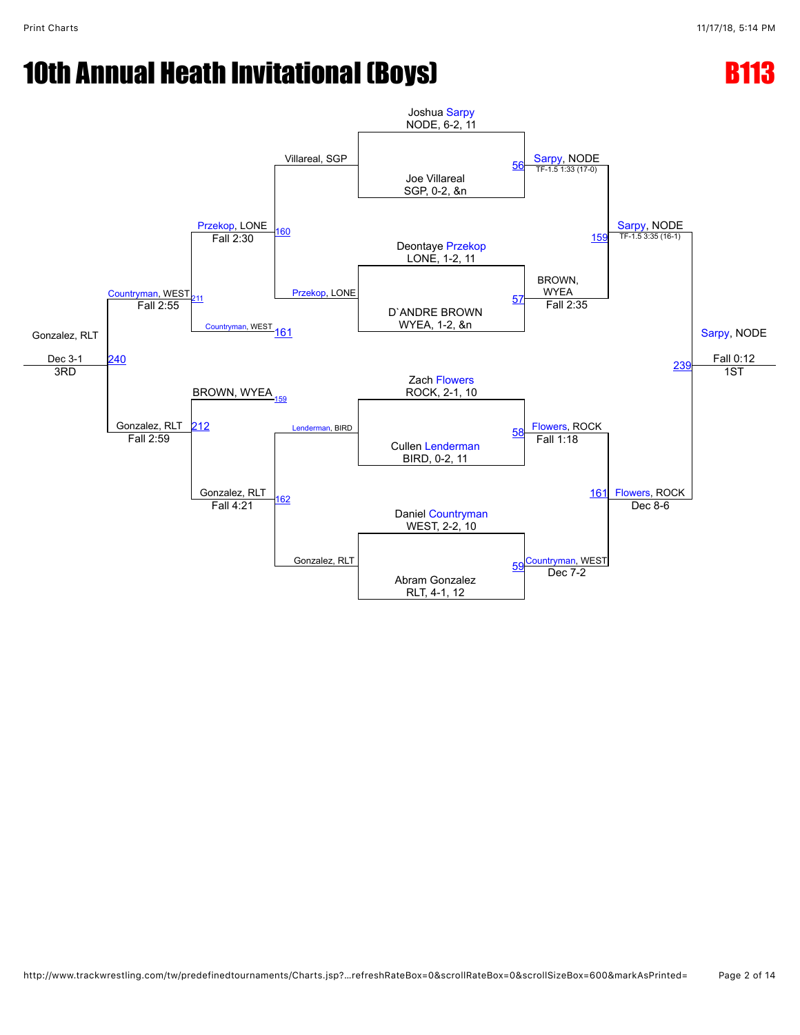# 10th Annual Heath Invitational (Boys)

# B113

## Championship Bracket

**Round 1**

- Match 56: Joshua Sarpy (NODE, 6-2, 11) vs. Joe Villareal (SGP, 0-2, &n) — Winner: Sarpy, NODE, TF-1.5 1:33 (17-0)
- Match 57: Deontaye Przekop (LONE, 1-2, 11) vs. D`ANDRE BROWN (WYEA, 1-2, &n) — Winner: BROWN, WYEA, Fall 2:35
- Match 58: Zach Flowers (ROCK, 2-1, 10) vs. Cullen Lenderman (BIRD, 0-2, 11) — Winner: Flowers, ROCK, Fall 1:18
- Match 59: Daniel Countryman (WEST, 2-2, 10) vs. Abram Gonzalez (RLT, 4-1, 12) — Winner: Countryman, WEST, Dec 7-2

**Semifinals**

- Match 159: Sarpy, NODE vs. BROWN, WYEA — Winner: Sarpy, NODE, TF-1.5 3:35 (16-1)
- Match 161: Flowers, ROCK vs. Countryman, WEST — Winner: Flowers, ROCK, Dec 8-6

**Final (1ST)**

- Match 239: Sarpy, NODE vs. Flowers, ROCK — Winner: Sarpy, NODE, Fall 0:12 — 1ST

## Consolation Bracket

**Consolation Round 1**

- Match 160: Villareal, SGP vs. Przekop, LONE — Winner: Przekop, LONE, Fall 2:30
- Match 162: Lenderman, BIRD vs. Gonzalez, RLT — Winner: Gonzalez, RLT, Fall 4:21

**Consolation Semifinals**

- Match 211: Przekop, LONE vs. Countryman, WEST (loser of 161) — Winner: Countryman, WEST, Fall 2:55
- Match 212: BROWN, WYEA (loser of 159) vs. Gonzalez, RLT — Winner: Gonzalez, RLT, Fall 2:59

**3rd Place**

- Match 240: Countryman, WEST vs. Gonzalez, RLT — Winner: Gonzalez, RLT, Dec 3-1 — 3RD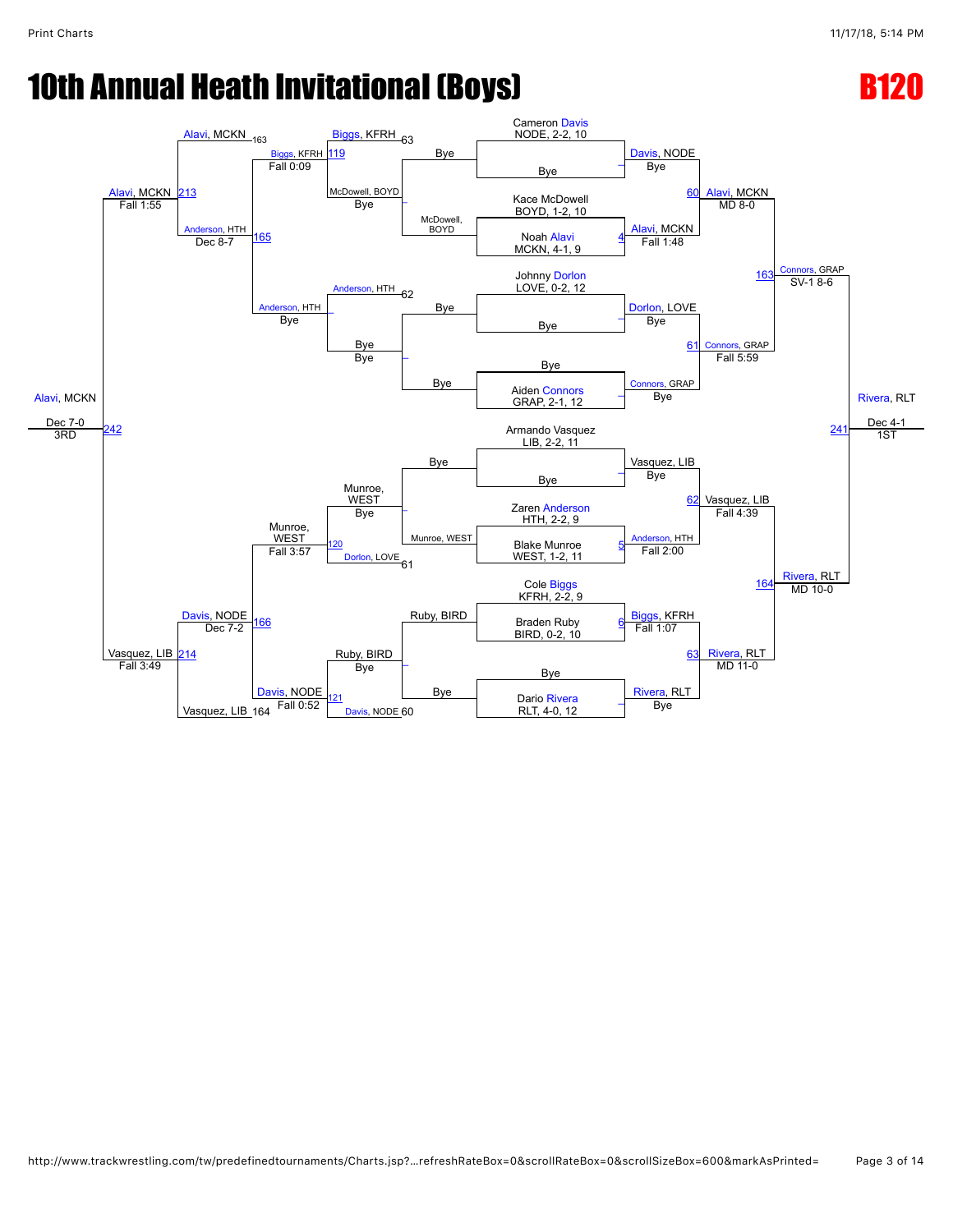# 10th Annual Heath Invitational (Boys)

## B120

### Championship Bracket

**Bye matches (first round)**

- Cameron Davis, NODE, 2-2, 10 vs Bye — Davis, NODE (Bye)
- Kace McDowell, BOYD, 1-2, 10 vs Noah Alavi, MCKN, 4-1, 9 — Match 4: Alavi, MCKN (Fall 1:48)
- Johnny Dorlon, LOVE, 0-2, 12 vs Bye — Dorlon, LOVE (Bye)
- Bye vs Aiden Connors, GRAP, 2-1, 12 — Connors, GRAP (Bye)
- Armando Vasquez, LIB, 2-2, 11 vs Bye — Vasquez, LIB (Bye)
- Zaren Anderson, HTH, 2-2, 9 vs Blake Munroe, WEST, 1-2, 11 — Match 5: Anderson, HTH (Fall 2:00)
- Cole Biggs, KFRH, 2-2, 9 vs Braden Ruby, BIRD, 0-2, 10 — Match 6: Biggs, KFRH (Fall 1:07)
- Bye vs Dario Rivera, RLT, 4-0, 12 — Rivera, RLT (Bye)

**Quarterfinals**

- Match 60: Davis, NODE vs Alavi, MCKN — Alavi, MCKN (MD 8-0)
- Match 61: Dorlon, LOVE vs Connors, GRAP — Connors, GRAP (Fall 5:59)
- Match 62: Vasquez, LIB vs Anderson, HTH — Vasquez, LIB (Fall 4:39)
- Match 63: Biggs, KFRH vs Rivera, RLT — Rivera, RLT (MD 11-0)

**Semifinals**

- Match 163: Alavi, MCKN vs Connors, GRAP — Connors, GRAP (SV-1 8-6)
- Match 164: Vasquez, LIB vs Rivera, RLT — Rivera, RLT (MD 10-0)

**1st Place**

- Match 241: Connors, GRAP vs Rivera, RLT — Rivera, RLT (Dec 4-1) — 1ST

### Consolation Bracket

**Consolation first round**

- McDowell, BOYD (Bye) vs Bye — McDowell, BOYD
- Bye (Bye) vs Bye — Bye
- Bye vs Munroe, WEST — Munroe, WEST (Bye)
- Ruby, BIRD vs Bye — Ruby, BIRD (Bye)

**Consolation second round**

- Biggs, KFRH (63) vs McDowell, BOYD — Match 119: Biggs, KFRH (Fall 0:09)
- Anderson, HTH (62) vs Bye — Anderson, HTH (Bye)
- Munroe, WEST vs Dorlon, LOVE (61) — Match 120: Munroe, WEST (Fall 3:57)
- Ruby, BIRD vs Davis, NODE (60) — Match 121: Davis, NODE (Fall 0:52)

**Consolation quarterfinals**

- Match 165: Biggs, KFRH vs Anderson, HTH — Anderson, HTH (Dec 8-7)
- Match 166: Munroe, WEST vs Davis, NODE — Davis, NODE (Dec 7-2)

**Consolation semifinals**

- Match 213: Alavi, MCKN (163) vs Anderson, HTH — Alavi, MCKN (Fall 1:55)
- Match 214: Davis, NODE vs Vasquez, LIB (164) — Vasquez, LIB (Fall 3:49)

**3rd Place**

- Match 242: Alavi, MCKN vs Vasquez, LIB — Alavi, MCKN (Dec 7-0) — 3RD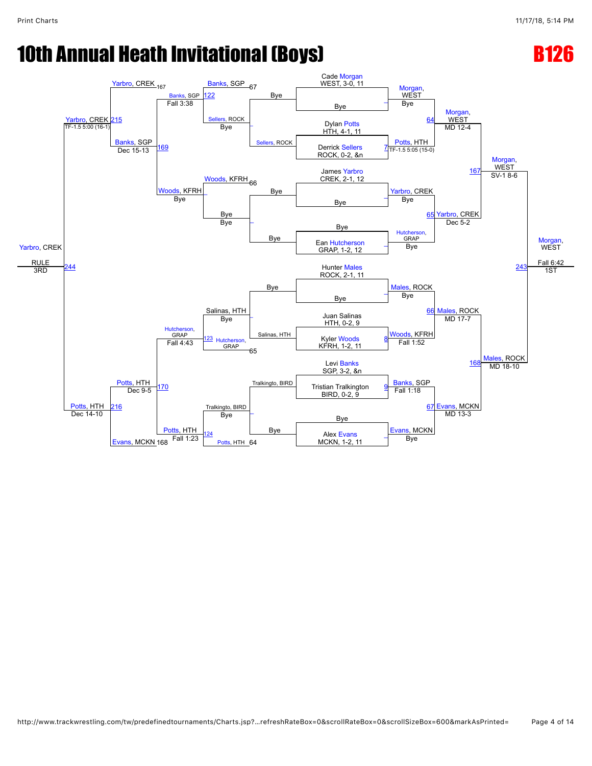# 10th Annual Heath Invitational (Boys)

## B126

### Championship Bracket

**Round 1 / Championship Round 2**

- Cade Morgan, WEST, 3-0, 11 vs Bye — Morgan, WEST (Bye)
- Dylan Potts, HTH, 4-1, 11 vs Derrick Sellers, ROCK, 0-2, &n — Potts, HTH (7, TF-1.5 5:05 (15-0))
- James Yarbro, CREK, 2-1, 12 vs Bye — Yarbro, CREK (Bye)
- Bye vs Ean Hutcherson, GRAP, 1-2, 12 — Hutcherson, GRAP (Bye)
- Hunter Males, ROCK, 2-1, 11 vs Bye — Males, ROCK (Bye)
- Juan Salinas, HTH, 0-2, 9 vs Kyler Woods, KFRH, 1-2, 11 — Woods, KFRH (8, Fall 1:52)
- Levi Banks, SGP, 3-2, &n vs Tristian Tralkingto, BIRD, 0-2, 9 — Banks, SGP (9, Fall 1:18)
- Bye vs Alex Evans, MCKN, 1-2, 11 — Evans, MCKN (Bye)

**Quarterfinals**

- 64: Morgan, WEST — MD 12-4
- 65: Yarbro, CREK — Dec 5-2
- 66: Males, ROCK — MD 17-7
- 67: Evans, MCKN — MD 13-3

**Semifinals**

- 167: Morgan, WEST — SV-1 8-6
- 168: Males, ROCK — MD 18-10

**Final**

- 243: Morgan, WEST — Fall 6:42 — 1ST

### Consolation Bracket

**Consolation Round 1**

- Bye vs Sellers, ROCK — Sellers, ROCK (Bye)
- Bye vs Bye — Bye
- Bye vs Salinas, HTH — Salinas, HTH (Bye)
- Tralkingto, BIRD vs Bye — Tralkingto, BIRD (Bye)

**Consolation Round 2**

- 122: Banks, SGP vs Sellers, ROCK — Banks, SGP (Fall 3:38)
- Woods, KFRH vs Bye — Woods, KFRH (Bye)
- 123: Salinas, HTH vs Hutcherson, GRAP — Hutcherson, GRAP (Fall 4:43)
- 124: Tralkingto, BIRD vs Potts, HTH — Potts, HTH (Fall 1:23)

**Consolation Round 3**

- 169: Banks, SGP vs Woods, KFRH — Banks, SGP (Dec 15-13)
- 170: Hutcherson, GRAP vs Potts, HTH — Potts, HTH (Dec 9-5)

**Consolation Semifinals**

- 215: Yarbro, CREK vs Banks, SGP — Yarbro, CREK (TF-1.5 5:00 (16-1))
- 216: Potts, HTH vs Evans, MCKN — Potts, HTH (Dec 14-10)

**3rd Place**

- 244: Yarbro, CREK vs Potts, HTH — Yarbro, CREK (RULE) — 3RD

**Consolation placement matches (5th/7th)**

- 167: Yarbro, CREK vs Banks, SGP (67)
- 168: Evans, MCKN vs Potts, HTH (64)
- 66: Woods, KFRH vs Hutcherson, GRAP (65)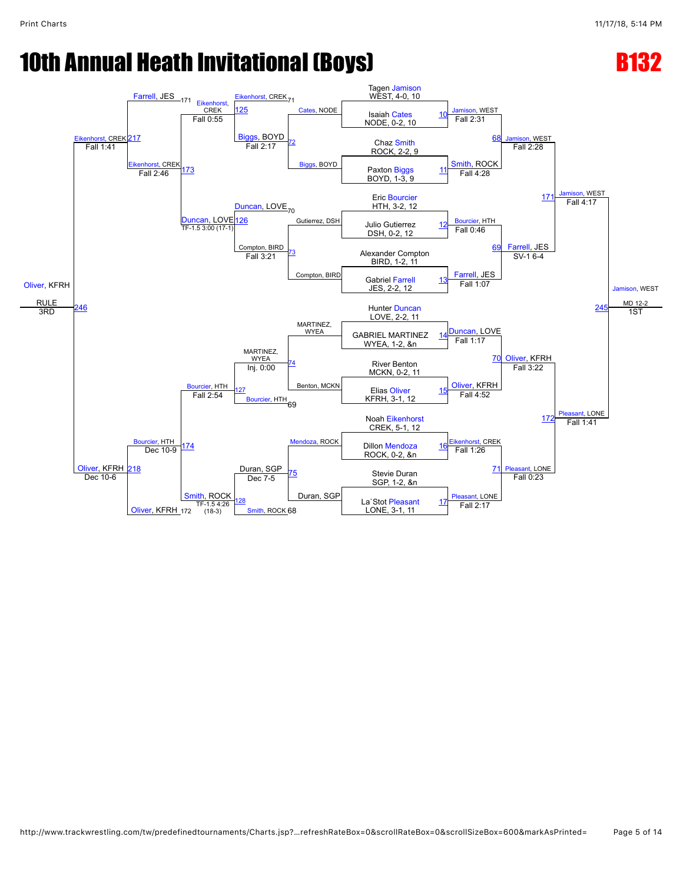# 10th Annual Heath Invitational (Boys)

## B132

### Championship Bracket

| Bout | Wrestler 1 | Wrestler 2 | Winner | Result |
|---|---|---|---|---|
| 10 | Tagen Jamison, WEST, 4-0, 10 | Isaiah Cates, NODE, 0-2, 10 | Jamison, WEST | Fall 2:31 |
| 11 | Chaz Smith, ROCK, 2-2, 9 | Paxton Biggs, BOYD, 1-3, 9 | Smith, ROCK | Fall 4:28 |
| 12 | Eric Bourcier, HTH, 3-2, 12 | Julio Gutierrez, DSH, 0-2, 12 | Bourcier, HTH | Fall 0:46 |
| 13 | Alexander Compton, BIRD, 1-2, 11 | Gabriel Farrell, JES, 2-2, 12 | Farrell, JES | Fall 1:07 |
| 14 | Hunter Duncan, LOVE, 2-2, 11 | GABRIEL MARTINEZ, WYEA, 1-2, &n | Duncan, LOVE | Fall 1:17 |
| 15 | River Benton, MCKN, 0-2, 11 | Elias Oliver, KFRH, 3-1, 12 | Oliver, KFRH | Fall 4:52 |
| 16 | Noah Eikenhorst, CREK, 5-1, 12 | Dillon Mendoza, ROCK, 0-2, &n | Eikenhorst, CREK | Fall 1:26 |
| 17 | Stevie Duran, SGP, 1-2, &n | La`Stot Pleasant, LONE, 3-1, 11 | Pleasant, LONE | Fall 2:17 |
| 68 | Jamison, WEST | Smith, ROCK | Jamison, WEST | Fall 2:28 |
| 69 | Bourcier, HTH | Farrell, JES | Farrell, JES | SV-1 6-4 |
| 70 | Duncan, LOVE | Oliver, KFRH | Oliver, KFRH | Fall 3:22 |
| 71 | Eikenhorst, CREK | Pleasant, LONE | Pleasant, LONE | Fall 0:23 |
| 171 | Jamison, WEST | Farrell, JES | Jamison, WEST | Fall 4:17 |
| 172 | Oliver, KFRH | Pleasant, LONE | Pleasant, LONE | Fall 1:41 |
| 245 | Jamison, WEST | Pleasant, LONE | Jamison, WEST (1ST) | MD 12-2 |

### Consolation Bracket

| Bout | Wrestler 1 | Wrestler 2 | Winner | Result |
|---|---|---|---|---|
| 72 | Cates, NODE | Biggs, BOYD | Biggs, BOYD | Fall 2:17 |
| 73 | Gutierrez, DSH | Compton, BIRD | Compton, BIRD | Fall 3:21 |
| 74 | MARTINEZ, WYEA | Benton, MCKN | MARTINEZ, WYEA | Inj. 0:00 |
| 75 | Mendoza, ROCK | Duran, SGP | Duran, SGP | Dec 7-5 |
| 125 | Eikenhorst, CREK (71) | Biggs, BOYD | Eikenhorst, CREK | Fall 0:55 |
| 126 | Duncan, LOVE (70) | Compton, BIRD | Duncan, LOVE | TF-1.5 3:00 (17-1) |
| 127 | MARTINEZ, WYEA | Bourcier, HTH (69) | Bourcier, HTH | Fall 2:54 |
| 128 | Duran, SGP | Smith, ROCK (68) | Smith, ROCK | TF-1.5 4:26 (18-3) |
| 173 | Farrell, JES (171) | Eikenhorst, CREK | Eikenhorst, CREK | Fall 2:46 |
| 174 | Bourcier, HTH | Smith, ROCK | Bourcier, HTH | Dec 10-9 |
| 217 | Eikenhorst, CREK | Duncan, LOVE | Eikenhorst, CREK | Fall 1:41 |
| 218 | Bourcier, HTH | Oliver, KFRH (172) | Oliver, KFRH | Dec 10-6 |
| 246 | Eikenhorst, CREK | Oliver, KFRH | Oliver, KFRH (3RD) | RULE |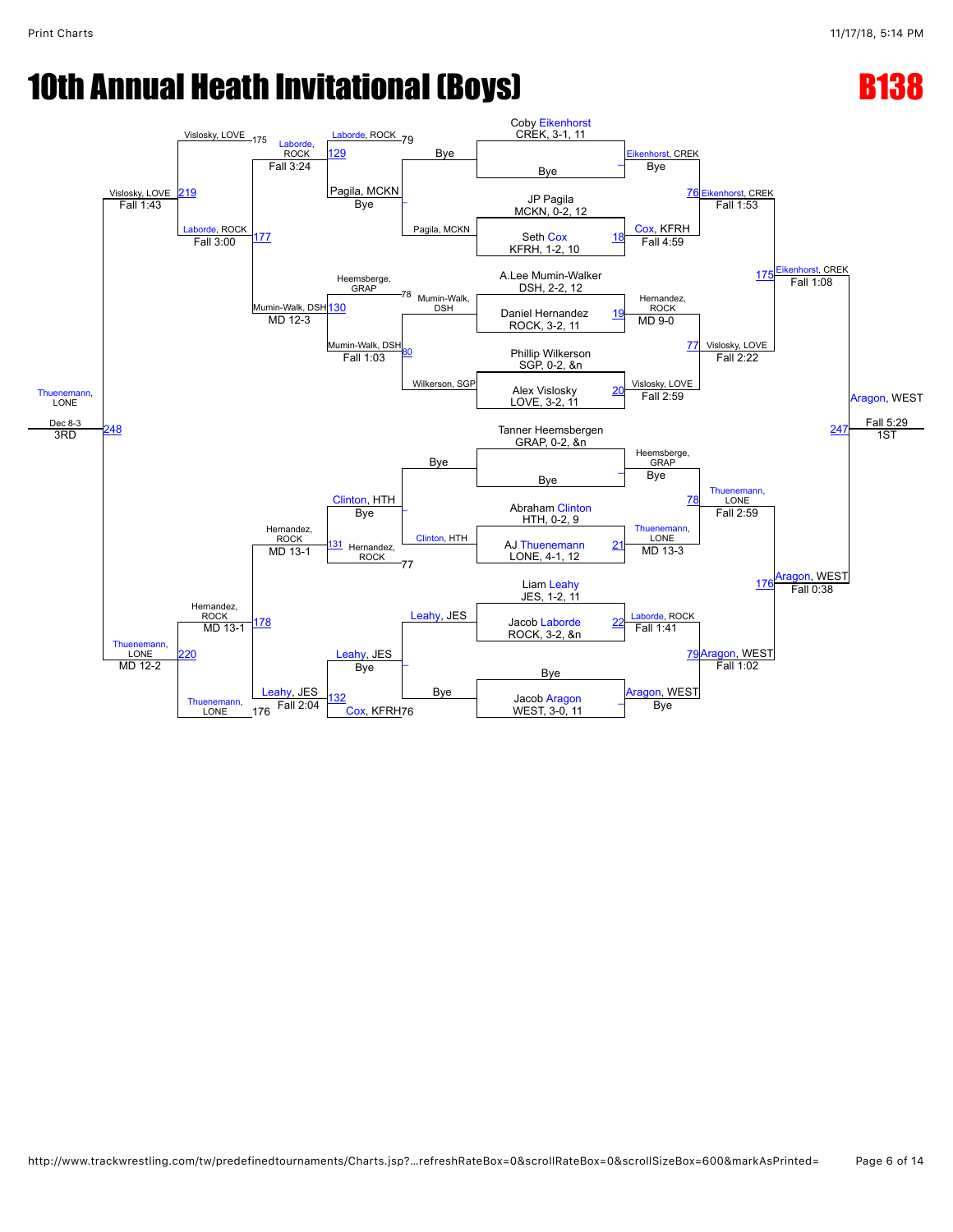# 10th Annual Heath Invitational (Boys)

## B138

### Championship Bracket

**Entrants:**
- Coby Eikenhorst, CREK, 3-1, 11
- Bye
- JP Pagila, MCKN, 0-2, 12
- Seth Cox, KFRH, 1-2, 10
- A.Lee Mumin-Walker, DSH, 2-2, 12
- Daniel Hernandez, ROCK, 3-2, 11
- Phillip Wilkerson, SGP, 0-2, &n
- Alex Vislosky, LOVE, 3-2, 11
- Tanner Heemsbergen, GRAP, 0-2, &n
- Bye
- Abraham Clinton, HTH, 0-2, 9
- AJ Thuenemann, LONE, 4-1, 12
- Liam Leahy, JES, 1-2, 11
- Jacob Laborde, ROCK, 3-2, &n
- Bye
- Jacob Aragon, WEST, 3-0, 11

**Round 1:**
- Eikenhorst, CREK — Bye
- 18: Cox, KFRH — Fall 4:59
- 19: Hernandez, ROCK — MD 9-0
- 20: Vislosky, LOVE — Fall 2:59
- Heemsberge, GRAP — Bye
- 21: Thuenemann, LONE — MD 13-3
- 22: Laborde, ROCK — Fall 1:41
- Aragon, WEST — Bye

**Quarterfinals:**
- 76: Eikenhorst, CREK — Fall 1:53
- 77: Vislosky, LOVE — Fall 2:22
- 78: Thuenemann, LONE — Fall 2:59
- 79: Aragon, WEST — Fall 1:02

**Semifinals:**
- 175: Eikenhorst, CREK — Fall 1:08
- 176: Aragon, WEST — Fall 0:38

**Final (1st):**
- 247: Aragon, WEST — Fall 5:29

### Consolation Bracket

**Consolation Round 1:**
- Bye vs Pagila, MCKN — Pagila, MCKN — Bye
- Mumin-Walk, DSH vs Wilkerson, SGP — 80: Mumin-Walk, DSH — Fall 1:03
- Bye vs Clinton, HTH — Clinton, HTH — Bye
- Leahy, JES vs Bye — Leahy, JES — Bye

**Consolation Round 2:**
- Laborde, ROCK (79) vs Pagila, MCKN — 129: Laborde, ROCK — Fall 3:24
- Heemsberge, GRAP (78) vs Mumin-Walk, DSH — 130: Mumin-Walk, DSH — MD 12-3
- Clinton, HTH vs Hernandez, ROCK (77) — 131: Hernandez, ROCK — MD 13-1
- Leahy, JES vs Cox, KFRH (76) — 132: Leahy, JES — Fall 2:04

**Consolation Quarterfinals:**
- Vislosky, LOVE (175) vs Laborde, ROCK — 177: Laborde, ROCK — Fall 3:00
- Hernandez, ROCK vs Thuenemann, LONE (176) — 178: Hernandez, ROCK — MD 13-1

**Consolation Semifinals:**
- 219: Vislosky, LOVE — Fall 1:43
- 220: Thuenemann, LONE — MD 12-2

**3rd Place:**
- 248: Thuenemann, LONE — Dec 8-3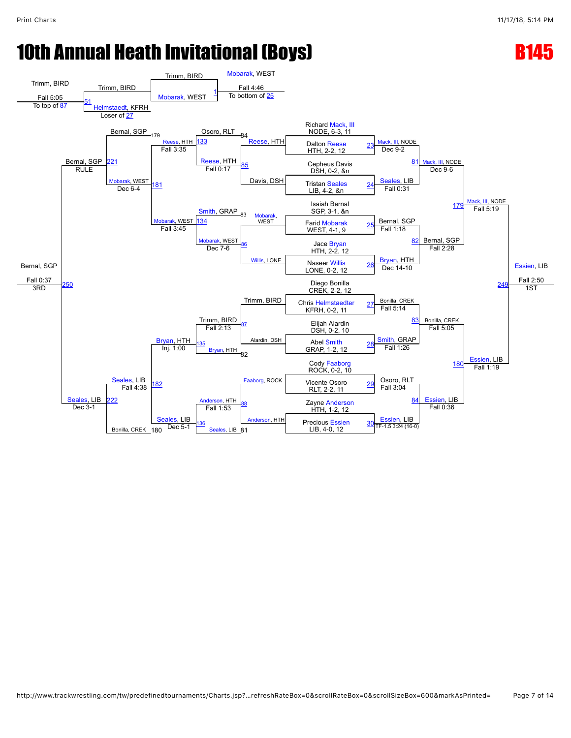# 10th Annual Heath Invitational (Boys)

**B145**

## Championship Bracket

### First Round

| Bout | Wrestler 1 | Wrestler 2 | Winner | Result |
|---|---|---|---|---|
| 23 | Richard Mack, III, NODE, 6-3, 11 | Dalton Reese, HTH, 2-2, 12 | Mack, III, NODE | Dec 9-2 |
| 24 | Cepheus Davis, DSH, 0-2, &n | Tristan Seales, LIB, 4-2, &n | Seales, LIB | Fall 0:31 |
| 25 | Isaiah Bernal, SGP, 3-1, &n | Farid Mobarak, WEST, 4-1, 9 | Bernal, SGP | Fall 1:18 |
| 26 | Jace Bryan, HTH, 2-2, 12 | Naseer Willis, LONE, 0-2, 12 | Bryan, HTH | Dec 14-10 |
| 27 | Diego Bonilla, CREK, 2-2, 12 | Chris Helmstaedter, KFRH, 0-2, 11 | Bonilla, CREK | Fall 5:14 |
| 28 | Elijah Alardin, DSH, 0-2, 10 | Abel Smith, GRAP, 1-2, 12 | Smith, GRAP | Fall 1:26 |
| 29 | Cody Faaborg, ROCK, 0-2, 10 | Vicente Osoro, RLT, 2-2, 11 | Osoro, RLT | Fall 3:04 |
| 30 | Zayne Anderson, HTH, 1-2, 12 | Precious Essien, LIB, 4-0, 12 | Essien, LIB | TF-1.5 3:24 (16-0) |

### Quarterfinals

| Bout | Winner | Result |
|---|---|---|
| 81 | Mack, III, NODE | Dec 9-6 |
| 82 | Bernal, SGP | Fall 2:28 |
| 83 | Bonilla, CREK | Fall 5:05 |
| 84 | Essien, LIB | Fall 0:36 |

### Semifinals

| Bout | Winner | Result |
|---|---|---|
| 179 | Mack, III, NODE | Fall 5:19 |
| 180 | Essien, LIB | Fall 1:19 |

### Final

| Bout | Winner | Result | Place |
|---|---|---|---|
| 249 | Essien, LIB | Fall 2:50 | 1ST |

## Consolation Bracket

### Consolation Round 1

| Bout | Wrestler 1 | Wrestler 2 | Winner | Result |
|---|---|---|---|---|
| 85 | Reese, HTH | Davis, DSH | Reese, HTH | Fall 0:17 |
| 86 | Mobarak, WEST | Willis, LONE | Mobarak, WEST | Dec 7-6 |
| 87 | Trimm, BIRD | Alardin, DSH | Trimm, BIRD | Fall 2:13 |
| 88 | Faaborg, ROCK | Anderson, HTH | Anderson, HTH | Fall 1:53 |

### Consolation Round 2

| Bout | Wrestler 1 | Wrestler 2 | Winner | Result |
|---|---|---|---|---|
| 133 | Osoro, RLT (84) | Reese, HTH | Reese, HTH | Fall 3:35 |
| 134 | Smith, GRAP (83) | Mobarak, WEST | Mobarak, WEST | Fall 3:45 |
| 135 | Trimm, BIRD | Bryan, HTH (82) | Bryan, HTH | Inj. 1:00 |
| 136 | Anderson, HTH | Seales, LIB (81) | Seales, LIB | Dec 5-1 |

### Consolation Quarterfinals

| Bout | Wrestler 1 | Wrestler 2 | Winner | Result |
|---|---|---|---|---|
| 181 | Bernal, SGP (179) | Mobarak, WEST | Mobarak, WEST | Dec 6-4 |
| 182 | Bryan, HTH | Bonilla, CREK (180) | Seales, LIB | Fall 4:38 |

### Consolation Semifinals

| Bout | Winner | Result |
|---|---|---|
| 221 | Bernal, SGP | RULE |
| 222 | Seales, LIB | Dec 3-1 |

### 3rd Place

| Bout | Winner | Result | Place |
|---|---|---|---|
| 250 | Bernal, SGP | Fall 0:37 | 3RD |

## Pigtail / Other Bouts

| Bout | Wrestler 1 | Wrestler 2 | Winner | Result | Note |
|---|---|---|---|---|---|
| 51 | Trimm, BIRD | Helmstaedt, KFRH (Loser of 27) | Trimm, BIRD | Fall 5:05 | To top of 87 |
| 1 | Trimm, BIRD | Mobarak, WEST | Mobarak, WEST | Fall 4:46 | To bottom of 25 |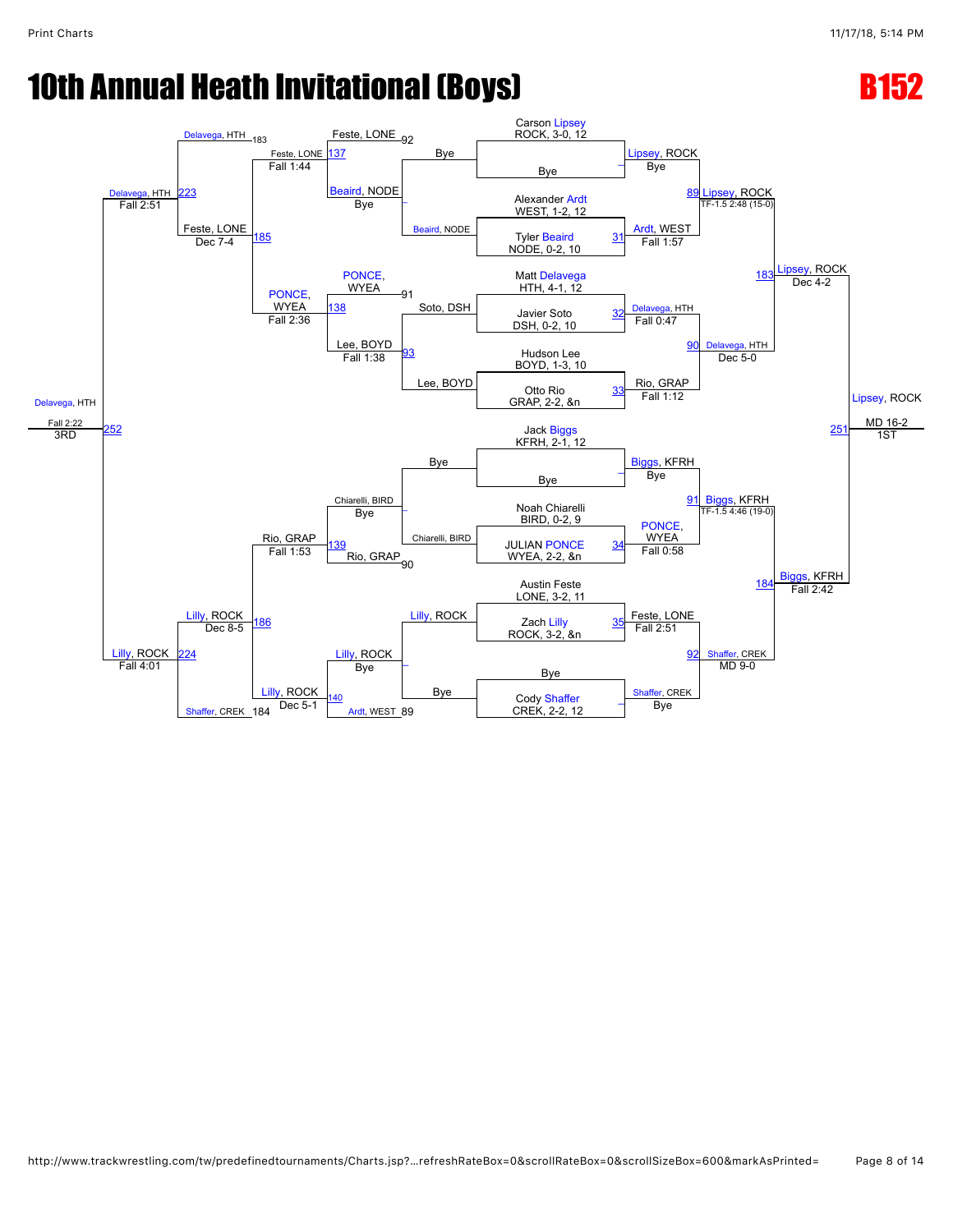# 10th Annual Heath Invitational (Boys)

## B152

### Championship Bracket

**First Round**

| Bout | Wrestler 1 | Wrestler 2 | Winner | Result |
|---|---|---|---|---|
| – | Carson Lipsey, ROCK, 3-0, 12 | Bye | Lipsey, ROCK | Bye |
| 31 | Alexander Ardt, WEST, 1-2, 12 | Tyler Beaird, NODE, 0-2, 10 | Ardt, WEST | Fall 1:57 |
| 32 | Matt Delavega, HTH, 4-1, 12 | Javier Soto, DSH, 0-2, 10 | Delavega, HTH | Fall 0:47 |
| 33 | Hudson Lee, BOYD, 1-3, 10 | Otto Rio, GRAP, 2-2, &n | Rio, GRAP | Fall 1:12 |
| – | Jack Biggs, KFRH, 2-1, 12 | Bye | Biggs, KFRH | Bye |
| 34 | Noah Chiarelli, BIRD, 0-2, 9 | JULIAN PONCE, WYEA, 2-2, &n | PONCE, WYEA | Fall 0:58 |
| 35 | Austin Feste, LONE, 3-2, 11 | Zach Lilly, ROCK, 3-2, &n | Feste, LONE | Fall 2:51 |
| – | Bye | Cody Shaffer, CREK, 2-2, 12 | Shaffer, CREK | Bye |

**Quarterfinals**

| Bout | Winner | Result |
|---|---|---|
| 89 | Lipsey, ROCK | TF-1.5 2:48 (15-0) |
| 90 | Delavega, HTH | Dec 5-0 |
| 91 | Biggs, KFRH | TF-1.5 4:46 (19-0) |
| 92 | Shaffer, CREK | MD 9-0 |

**Semifinals**

| Bout | Winner | Result |
|---|---|---|
| 183 | Lipsey, ROCK | Dec 4-2 |
| 184 | Biggs, KFRH | Fall 2:42 |

**1st Place**

| Bout | Winner | Result |
|---|---|---|
| 251 | Lipsey, ROCK | MD 16-2 |

1ST: Lipsey, ROCK

### Consolation Bracket

**Consolation Round 1**

| Bout | Wrestlers | Winner | Result |
|---|---|---|---|
| – | Bye vs Beaird, NODE | Beaird, NODE | |
| – | Soto, DSH vs Lee, BOYD | Lee, BOYD | |
| – | Bye vs Chiarelli, BIRD | Chiarelli, BIRD | |
| – | Lilly, ROCK vs Bye | Lilly, ROCK | |

**Consolation Round 2**

| Bout | Wrestlers | Winner | Result |
|---|---|---|---|
| – | Feste, LONE (92) vs Beaird, NODE | Beaird, NODE | Bye |
| 93 | PONCE, WYEA (91) vs Lee, BOYD | Lee, BOYD | Fall 1:38 |
| – | Chiarelli, BIRD vs Rio, GRAP (90) | Chiarelli, BIRD | Bye |
| – | Lilly, ROCK vs Ardt, WEST (89) | Lilly, ROCK | Bye |

**Consolation Quarterfinals**

| Bout | Winner | Result |
|---|---|---|
| 137 | Feste, LONE | Fall 1:44 |
| 138 | PONCE, WYEA | Fall 2:36 |
| 139 | Rio, GRAP | Fall 1:53 |
| 140 | Lilly, ROCK | Dec 5-1 |

**Consolation Semifinals**

| Bout | Wrestlers | Winner | Result |
|---|---|---|---|
| 185 | Feste, LONE vs PONCE, WYEA | Feste, LONE | Dec 7-4 |
| 186 | Rio, GRAP vs Lilly, ROCK | Lilly, ROCK | Dec 8-5 |

**Consolation Finals**

| Bout | Wrestlers | Winner | Result |
|---|---|---|---|
| 223 | Delavega, HTH (183) vs Feste, LONE | Delavega, HTH | Fall 2:51 |
| 224 | Lilly, ROCK vs Shaffer, CREK (184) | Lilly, ROCK | Fall 4:01 |

**3rd Place**

| Bout | Winner | Result |
|---|---|---|
| 252 | Delavega, HTH | Fall 2:22 |

3RD: Delavega, HTH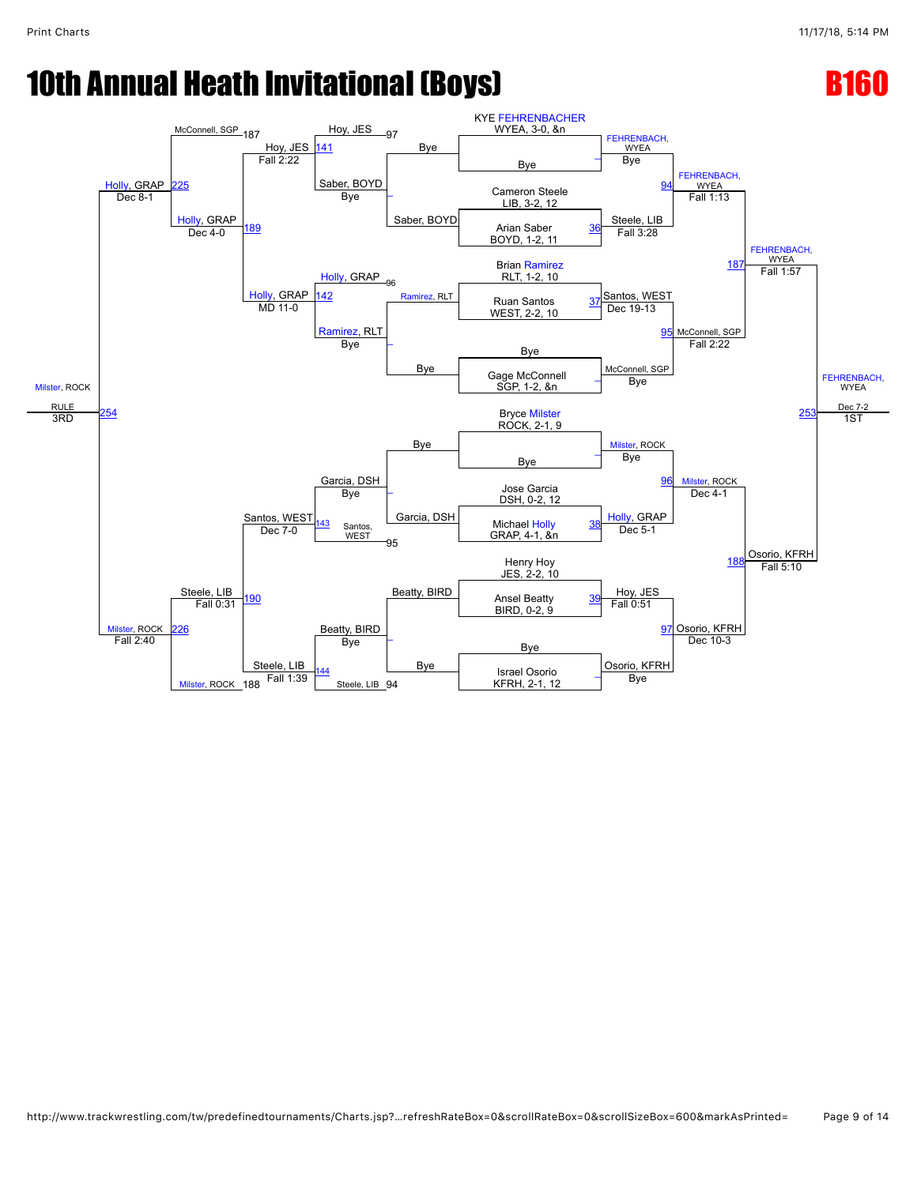# 10th Annual Heath Invitational (Boys)

## B160

### Championship Bracket

**First Round / Quarterfinals**

- Match: KYE FEHRENBACHER (WYEA, 3-0, &n) vs Bye — FEHRENBACH, WYEA: Bye
- Match 36: Cameron Steele (LIB, 3-2, 12) vs Arian Saber (BOYD, 1-2, 11) — Steele, LIB: Fall 3:28
- Match 37: Brian Ramirez (RLT, 1-2, 10) vs Ruan Santos (WEST, 2-2, 10) — Santos, WEST: Dec 19-13
- Match: Bye vs Gage McConnell (SGP, 1-2, &n) — McConnell, SGP: Bye
- Match: Bryce Milster (ROCK, 2-1, 9) vs Bye — Milster, ROCK: Bye
- Match 38: Jose Garcia (DSH, 0-2, 12) vs Michael Holly (GRAP, 4-1, &n) — Holly, GRAP: Dec 5-1
- Match 39: Henry Hoy (JES, 2-2, 10) vs Ansel Beatty (BIRD, 0-2, 9) — Hoy, JES: Fall 0:51
- Match: Bye vs Israel Osorio (KFRH, 2-1, 12) — Osorio, KFRH: Bye

**Semifinals**

- Match 94: FEHRENBACH, WYEA vs Steele, LIB — FEHRENBACH, WYEA: Fall 1:13
- Match 95: Santos, WEST vs McConnell, SGP — McConnell, SGP: Fall 2:22
- Match 96: Milster, ROCK vs Holly, GRAP — Milster, ROCK: Dec 4-1
- Match 97: Hoy, JES vs Osorio, KFRH — Osorio, KFRH: Dec 10-3

**Finals**

- Match 187: FEHRENBACH, WYEA vs McConnell, SGP — FEHRENBACH, WYEA: Fall 1:57
- Match 188: Milster, ROCK vs Osorio, KFRH — Osorio, KFRH: Fall 5:10
- Match 253: FEHRENBACH, WYEA vs Osorio, KFRH — FEHRENBACH, WYEA: Dec 7-2 — **1ST**

### Consolation Bracket

- Bye vs Saber, BOYD — Saber, BOYD
- Ramirez, RLT vs Bye — Ramirez, RLT
- Bye vs Garcia, DSH — Garcia, DSH
- Beatty, BIRD vs Bye — Beatty, BIRD
- Match 141: Hoy, JES (from 97) vs Saber, BOYD — Hoy, JES: Fall 2:22
- Match 142: Holly, GRAP (from 96) vs Ramirez, RLT — Holly, GRAP: MD 11-0
- Match 143: Garcia, DSH vs Santos, WEST (from 95) — Santos, WEST: Dec 7-0
- Match 144: Beatty, BIRD vs Steele, LIB (from 94) — Steele, LIB: Fall 1:39
- Match 189: McConnell, SGP (from 187) vs Hoy, JES — Holly, GRAP: Dec 4-0 (Holly, GRAP advancing from 142)
- Match 190: Santos, WEST vs Steele, LIB — Steele, LIB: Fall 0:31
- Match 225: McConnell, SGP (187) / Holly, GRAP — Holly, GRAP: Dec 8-1
- Match 226: Steele, LIB vs Milster, ROCK (from 188) — Milster, ROCK: Fall 2:40
- Match 254: Holly, GRAP vs Milster, ROCK — Milster, ROCK: RULE — **3RD**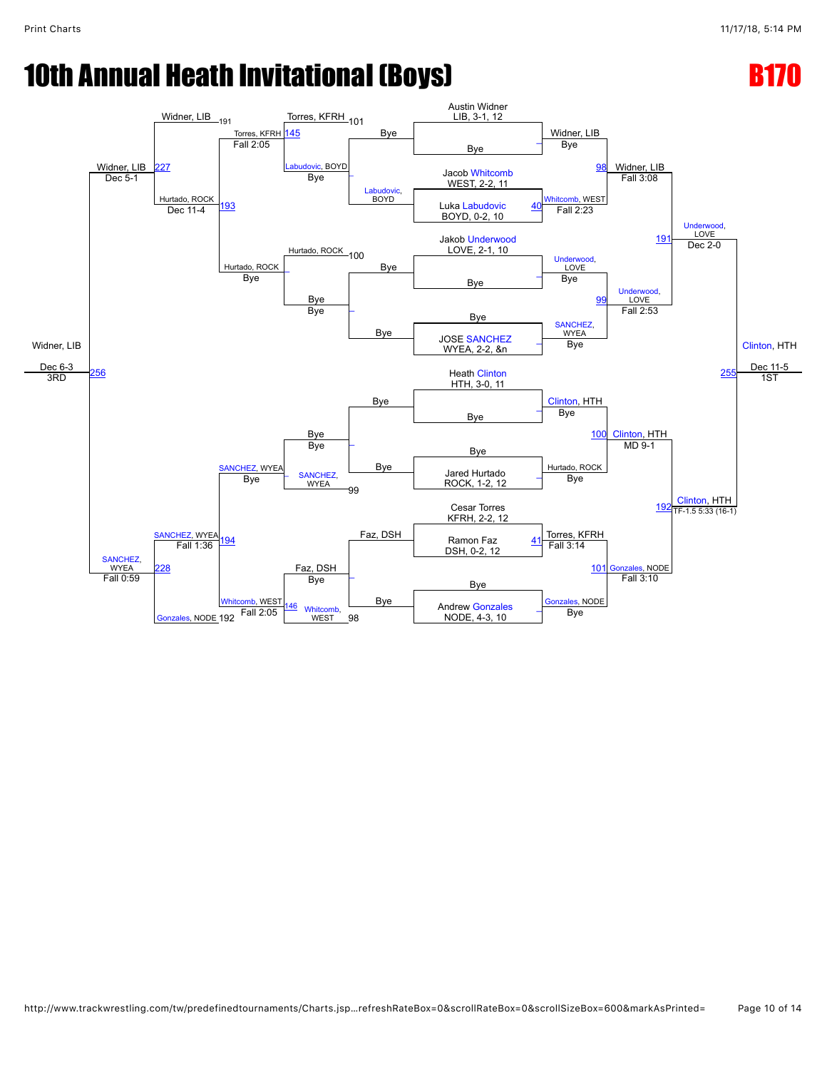# 10th Annual Heath Invitational (Boys)

## B170

### Championship Bracket

| Wrestler | Team, Record |
|---|---|
| Austin Widner | LIB, 3-1, 12 |
| Jacob Whitcomb | WEST, 2-2, 11 |
| Luka Labudovic | BOYD, 0-2, 10 |
| Jakob Underwood | LOVE, 2-1, 10 |
| JOSE SANCHEZ | WYEA, 2-2, &n |
| Heath Clinton | HTH, 3-0, 11 |
| Jared Hurtado | ROCK, 1-2, 12 |
| Cesar Torres | KFRH, 2-2, 12 |
| Ramon Faz | DSH, 0-2, 12 |
| Andrew Gonzales | NODE, 4-3, 10 |

**First Round**
- Austin Widner (LIB) – Bye → Widner, LIB
- Jacob Whitcomb (WEST) vs Luka Labudovic (BOYD) (40) → Whitcomb, WEST, Fall 2:23
- Jakob Underwood (LOVE) – Bye → Underwood, LOVE
- JOSE SANCHEZ (WYEA) – Bye → SANCHEZ, WYEA
- Heath Clinton (HTH) – Bye → Clinton, HTH
- Jared Hurtado (ROCK) – Bye → Hurtado, ROCK
- Cesar Torres (KFRH) vs Ramon Faz (DSH) (41) → Torres, KFRH, Fall 3:14
- Andrew Gonzales (NODE) – Bye → Gonzales, NODE

**Quarterfinals**
- Widner, LIB vs Whitcomb, WEST (98) → Widner, LIB, Fall 3:08
- Underwood, LOVE vs SANCHEZ, WYEA (99) → Underwood, LOVE, Fall 2:53
- Clinton, HTH vs Hurtado, ROCK (100) → Clinton, HTH, MD 9-1
- Torres, KFRH vs Gonzales, NODE (101) → Gonzales, NODE, Fall 3:10

**Semifinals**
- Widner, LIB vs Underwood, LOVE (191) → Underwood, LOVE, Dec 2-0
- Clinton, HTH vs Gonzales, NODE (192) → Clinton, HTH, TF-1.5 5:33 (16-1)

**1st Place Match**
- Underwood, LOVE vs Clinton, HTH (255) → Clinton, HTH, Dec 11-5 — 1ST

### Consolation Bracket

**Consolation First Round**
- Labudovic, BOYD – Bye (Labudovic, BOYD)
- Bye – Bye
- Bye – SANCHEZ, WYEA (99) → SANCHEZ, WYEA
- Faz, DSH – Whitcomb, WEST (98) → Whitcomb, WEST

**Consolation Second Round**
- Torres, KFRH (101) vs Labudovic, BOYD (145) → Torres, KFRH, Fall 2:05
- Hurtado, ROCK (100) – Bye → Hurtado, ROCK
- SANCHEZ, WYEA – Bye → SANCHEZ, WYEA
- Gonzales, NODE (192) vs Whitcomb, WEST (146) → Whitcomb, WEST, Fall 2:05

**Consolation Quarterfinals**
- Torres, KFRH vs Hurtado, ROCK (193) → Hurtado, ROCK, Dec 11-4
- SANCHEZ, WYEA vs Whitcomb, WEST (194) → SANCHEZ, WYEA, Fall 1:36

**Consolation Semifinals**
- Widner, LIB (191) vs Hurtado, ROCK (227) → Widner, LIB, Dec 5-1
- SANCHEZ, WYEA vs Gonzales, NODE (192) (228) → SANCHEZ, WYEA, Fall 0:59

**3rd Place Match**
- Widner, LIB vs SANCHEZ, WYEA (256) → Widner, LIB, Dec 6-3 — 3RD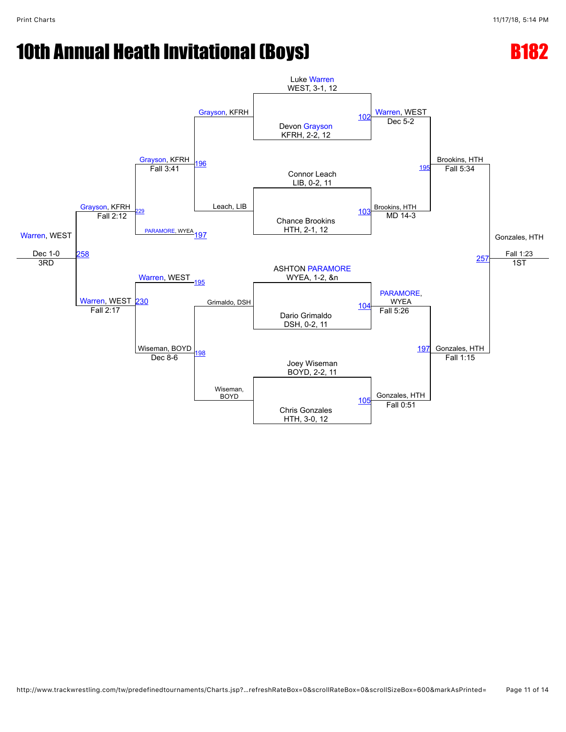# 10th Annual Heath Invitational (Boys)

## B182

### Championship Bracket

**Quarterfinals**

- Match 102: Luke Warren (WEST, 3-1, 12) vs. Devon Grayson (KFRH, 2-2, 12) — Warren, WEST, Dec 5-2
- Match 103: Connor Leach (LIB, 0-2, 11) vs. Chance Brookins (HTH, 2-1, 12) — Brookins, HTH, MD 14-3
- Match 104: ASHTON PARAMORE (WYEA, 1-2, &n) vs. Dario Grimaldo (DSH, 0-2, 11) — PARAMORE, WYEA, Fall 5:26
- Match 105: Joey Wiseman (BOYD, 2-2, 11) vs. Chris Gonzales (HTH, 3-0, 12) — Gonzales, HTH, Fall 0:51

**Semifinals**

- Match 195: Warren, WEST vs. Brookins, HTH — Brookins, HTH, Fall 5:34
- Match 197: PARAMORE, WYEA vs. Gonzales, HTH — Gonzales, HTH, Fall 1:15

**Final**

- Match 257: Brookins, HTH vs. Gonzales, HTH — Gonzales, HTH, Fall 1:23 — 1ST

### Consolation Bracket

- Match 196: Grayson, KFRH vs. Leach, LIB — Grayson, KFRH, Fall 3:41
- Match 198: Grimaldo, DSH vs. Wiseman, BOYD — Wiseman, BOYD, Dec 8-6
- Match 229: Grayson, KFRH vs. PARAMORE, WYEA (197) — Grayson, KFRH, Fall 2:12
- Match 230: Warren, WEST (195) vs. Wiseman, BOYD — Warren, WEST, Fall 2:17
- Match 258: Grayson, KFRH vs. Warren, WEST — Warren, WEST, Dec 1-0 — 3RD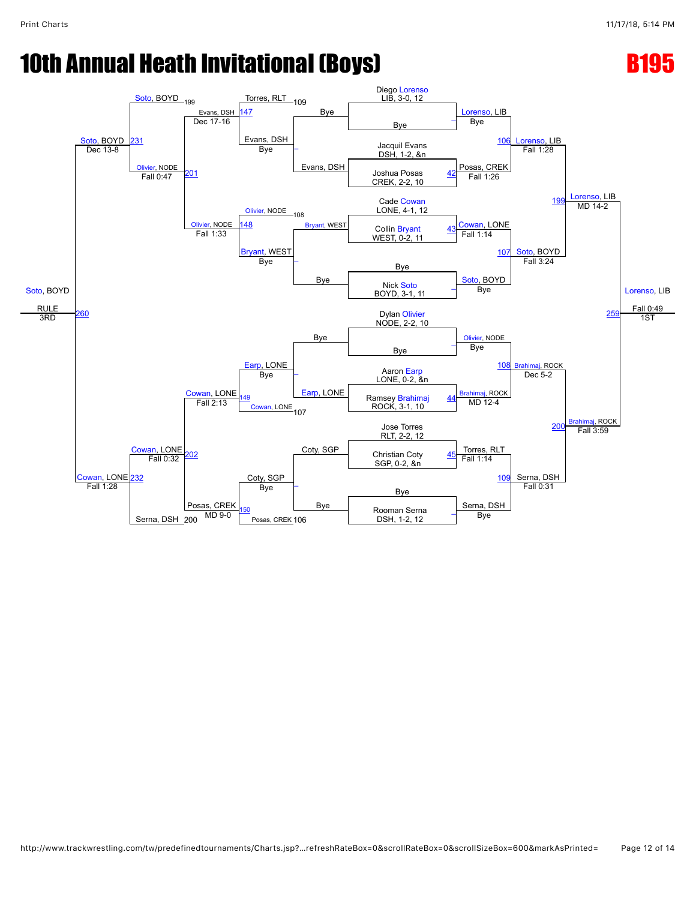# 10th Annual Heath Invitational (Boys)

## B195

### Championship Bracket

| Entrant | Round 1 | Quarterfinals | Semifinals | Final |
|---|---|---|---|---|
| Diego Lorenso, LIB, 3-0, 12 | Lorenso, LIB — Bye | Lorenso, LIB — Fall 1:28 (106) | Lorenso, LIB — MD 14-2 (199) | Lorenso, LIB — Fall 0:49 (259) — 1ST |
| Bye | | | | |
| Jacquil Evans, DSH, 1-2, &n | Posas, CREK — Fall 1:26 (42) | | | |
| Joshua Posas, CREK, 2-2, 10 | | | | |
| Cade Cowan, LONE, 4-1, 12 | Cowan, LONE — Fall 1:14 (43) | Soto, BOYD — Fall 3:24 (107) | | |
| Collin Bryant, WEST, 0-2, 11 | | | | |
| Bye | Soto, BOYD — Bye | | | |
| Nick Soto, BOYD, 3-1, 11 | | | | |
| Dylan Olivier, NODE, 2-2, 10 | Olivier, NODE — Bye | Brahimaj, ROCK — Dec 5-2 (108) | Brahimaj, ROCK — Fall 3:59 (200) | |
| Bye | | | | |
| Aaron Earp, LONE, 0-2, &n | Brahimaj, ROCK — MD 12-4 (44) | | | |
| Ramsey Brahimaj, ROCK, 3-1, 10 | | | | |
| Jose Torres, RLT, 2-2, 12 | Torres, RLT — Fall 1:14 (45) | Serna, DSH — Fall 0:31 (109) | | |
| Christian Coty, SGP, 0-2, &n | | | | |
| Bye | Serna, DSH — Bye | | | |
| Rooman Serna, DSH, 1-2, 12 | | | | |

### Consolation Bracket

| Match | Wrestlers | Winner | Result |
|---|---|---|---|
| – | Bye vs Bye | Evans, DSH | |
| – | Bye vs Bryant, WEST | Bryant, WEST | Bye |
| 147 | Torres, RLT (109) vs Evans, DSH | Evans, DSH | Dec 17-16 |
| 148 | Olivier, NODE (108) vs Bryant, WEST | Olivier, NODE | Fall 1:33 |
| 201 | Evans, DSH vs Olivier, NODE | Olivier, NODE | Fall 0:47 |
| 231 | Soto, BOYD (199) vs Olivier, NODE | Soto, BOYD | Dec 13-8 |
| – | Bye vs Earp, LONE | Earp, LONE | Bye |
| – | Coty, SGP vs Bye | Coty, SGP | Bye |
| 149 | Earp, LONE vs Cowan, LONE (107) | Cowan, LONE | Fall 2:13 |
| 150 | Coty, SGP vs Posas, CREK (106) | Posas, CREK | MD 9-0 |
| 202 | Cowan, LONE vs Posas, CREK | Cowan, LONE | Fall 0:32 |
| 232 | Cowan, LONE vs Serna, DSH (200) | Cowan, LONE | Fall 1:28 |
| 260 | Soto, BOYD vs Cowan, LONE | Soto, BOYD | RULE — 3RD |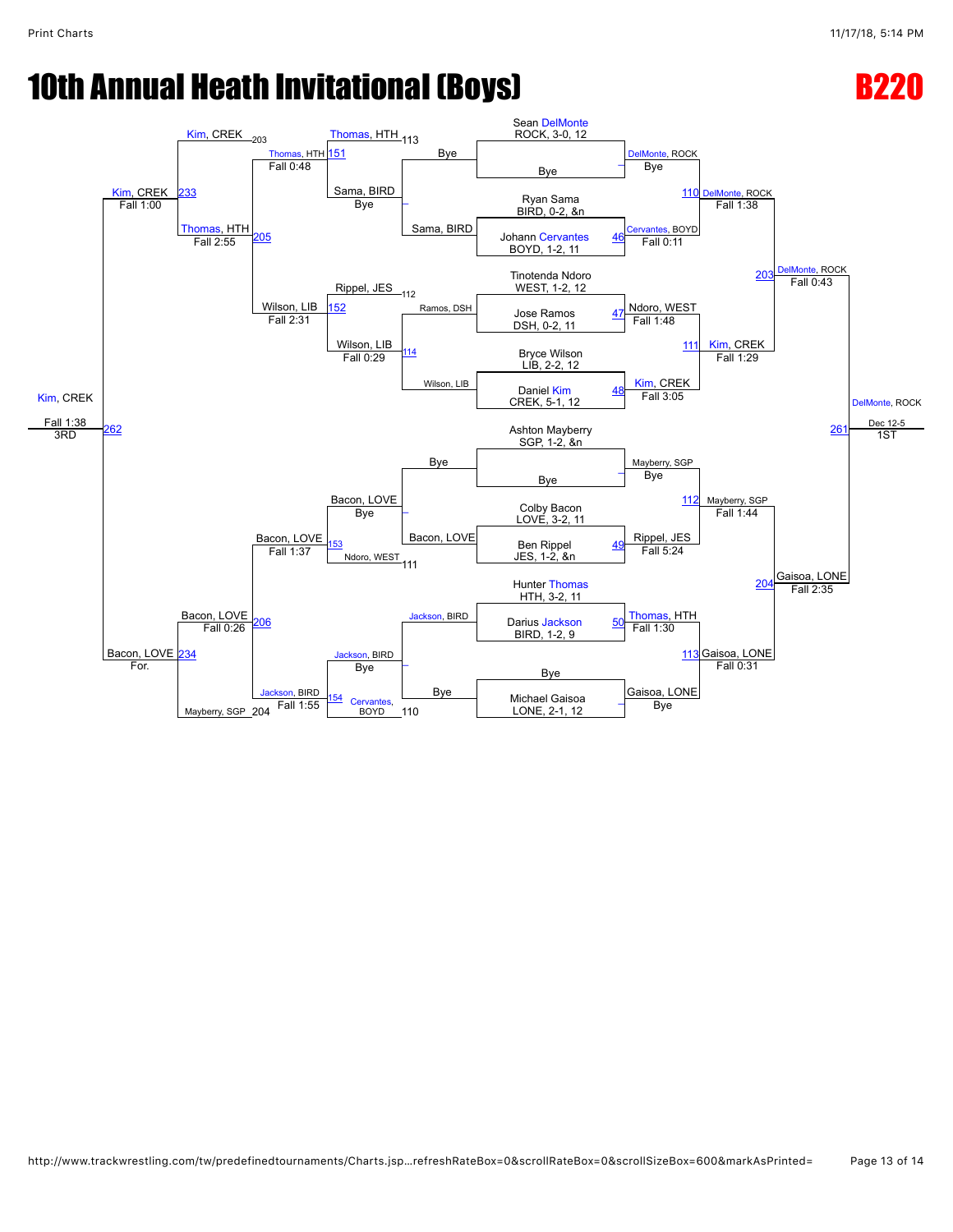# 10th Annual Heath Invitational (Boys)

## B220

### Championship Bracket

| Match | Wrestler 1 | Wrestler 2 | Winner | Result |
|---|---|---|---|---|
| | Sean DelMonte, ROCK, 3-0, 12 | Bye | DelMonte, ROCK | Bye |
| 46 | Ryan Sama, BIRD, 0-2, &n | Johann Cervantes, BOYD, 1-2, 11 | Cervantes, BOYD | Fall 0:11 |
| 47 | Tinotenda Ndoro, WEST, 1-2, 12 | Jose Ramos, DSH, 0-2, 11 | Ndoro, WEST | Fall 1:48 |
| 48 | Bryce Wilson, LIB, 2-2, 12 | Daniel Kim, CREK, 5-1, 12 | Kim, CREK | Fall 3:05 |
| | Ashton Mayberry, SGP, 1-2, &n | Bye | Mayberry, SGP | Bye |
| 49 | Colby Bacon, LOVE, 3-2, 11 | Ben Rippel, JES, 1-2, &n | Rippel, JES | Fall 5:24 |
| 50 | Hunter Thomas, HTH, 3-2, 11 | Darius Jackson, BIRD, 1-2, 9 | Thomas, HTH | Fall 1:30 |
| | Bye | Michael Gaisoa, LONE, 2-1, 12 | Gaisoa, LONE | Bye |
| 110 | DelMonte, ROCK | Cervantes, BOYD | DelMonte, ROCK | Fall 1:38 |
| 111 | Ndoro, WEST | Kim, CREK | Kim, CREK | Fall 1:29 |
| 112 | Mayberry, SGP | Rippel, JES | Mayberry, SGP | Fall 1:44 |
| 113 | Thomas, HTH | Gaisoa, LONE | Gaisoa, LONE | Fall 0:31 |
| 203 | DelMonte, ROCK | Kim, CREK | DelMonte, ROCK | Fall 0:43 |
| 204 | Mayberry, SGP | Gaisoa, LONE | Gaisoa, LONE | Fall 2:35 |
| 261 | DelMonte, ROCK | Gaisoa, LONE | DelMonte, ROCK | Dec 12-5 (1ST) |

### Consolation Bracket

| Match | Wrestler 1 | Wrestler 2 | Winner | Result |
|---|---|---|---|---|
| | Bye | Sama, BIRD | Sama, BIRD | Bye |
| 114 | Ramos, DSH | Wilson, LIB | Wilson, LIB | Fall 0:29 |
| | Bye | Bacon, LOVE | Bacon, LOVE | Bye |
| | Jackson, BIRD | Bye | Jackson, BIRD | Bye |
| 151 | Thomas, HTH (113) | Sama, BIRD | Thomas, HTH | Fall 0:48 |
| 152 | Rippel, JES (112) | Wilson, LIB | Wilson, LIB | Fall 2:31 |
| 153 | Bacon, LOVE | Ndoro, WEST (111) | Bacon, LOVE | Fall 1:37 |
| 154 | Jackson, BIRD | Cervantes, BOYD (110) | Jackson, BIRD | Fall 1:55 |
| 205 | Kim, CREK (203) | Thomas, HTH | Thomas, HTH | Fall 2:55 |
| 206 | Bacon, LOVE | Mayberry, SGP (204) | Bacon, LOVE | Fall 0:26 |
| 233 | Kim, CREK | Wilson, LIB | Kim, CREK | Fall 1:00 |
| 234 | Bacon, LOVE | Jackson, BIRD | Bacon, LOVE | For. |
| 262 | Kim, CREK | Bacon, LOVE | Kim, CREK | Fall 1:38 (3RD) |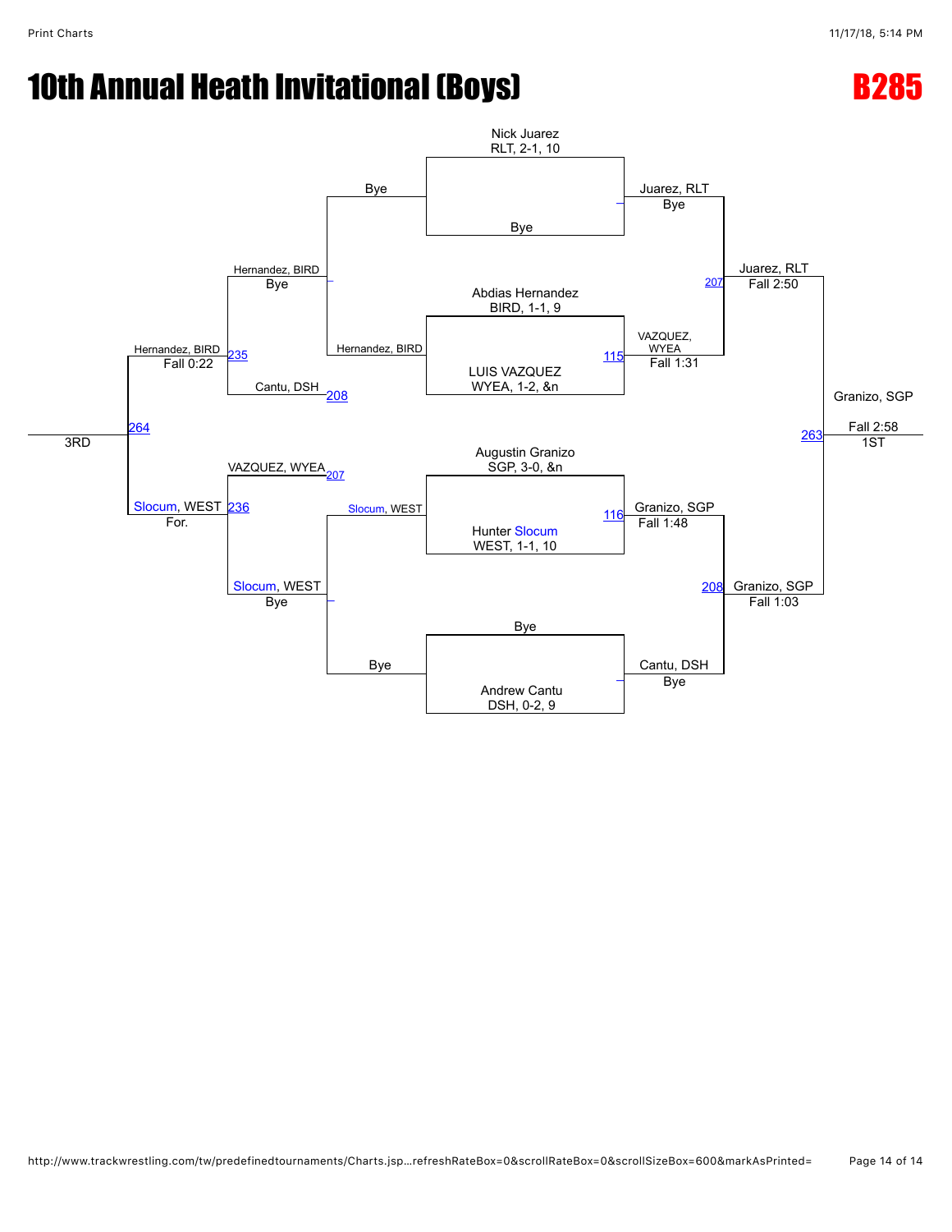# 10th Annual Heath Invitational (Boys)

**B285**

Nick Juarez
RLT, 2-1, 10

Bye

Juarez, RLT
Bye

Bye

Hernandez, BIRD
Bye

Juarez, RLT
Fall 2:50

207

Abdias Hernandez
BIRD, 1-1, 9

VAZQUEZ, WYEA
Fall 1:31

Hernandez, BIRD
Fall 0:22

235

Hernandez, BIRD

115

LUIS VAZQUEZ
WYEA, 1-2, &n

Cantu, DSH

208

Granizo, SGP

264

263

Fall 2:58

3RD

1ST

Augustin Granizo
SGP, 3-0, &n

VAZQUEZ, WYEA

207

Slocum, WEST
For.

236

Slocum, WEST

116

Granizo, SGP
Fall 1:48

Hunter Slocum
WEST, 1-1, 10

Slocum, WEST
Bye

208

Granizo, SGP
Fall 1:03

Bye

Bye

Cantu, DSH
Bye

Andrew Cantu
DSH, 0-2, 9